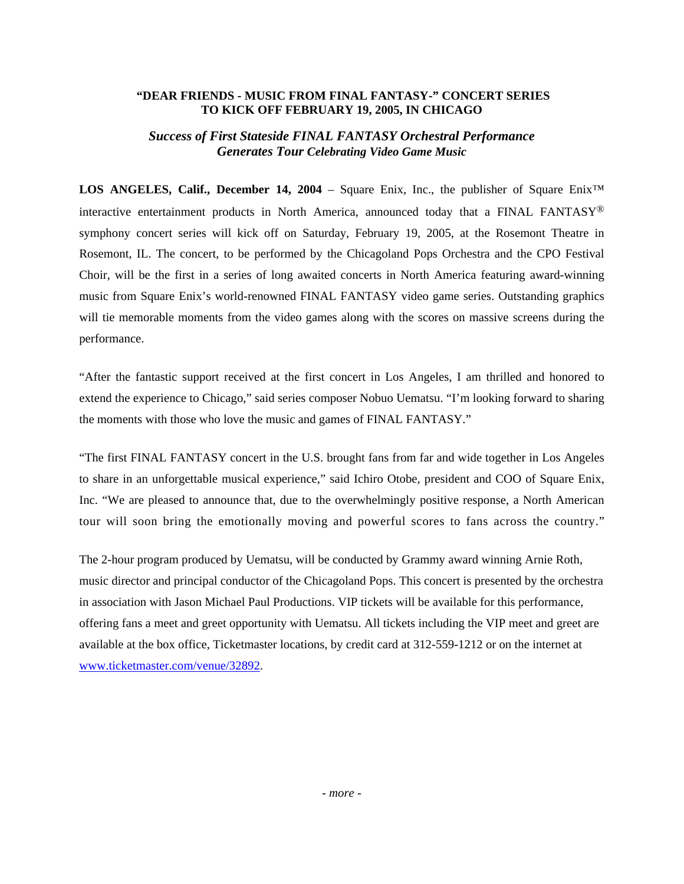# "DEAR FRIENDS - MUSIC FROM FINAL FANTASY-" CONCERT SERIES TO KICK OFF FEBRUARY 19, 2005, IN CHICAGO

## *Success of First Stateside FINAL FANTASY Orchestral Performance Generates Tour Celebrating Video Game Music*

**LOS ANGELES, Calif., December 14, 2004** – Square Enix, Inc., the publisher of Square Enix™ interactive entertainment products in North America, announced today that a FINAL FANTASY® symphony concert series will kick off on Saturday, February 19, 2005, at the Rosemont Theatre in Rosemont, IL. The concert, to be performed by the Chicagoland Pops Orchestra and the CPO Festival Choir, will be the first in a series of long awaited concerts in North America featuring award-winning music from Square Enix's world-renowned FINAL FANTASY video game series. Outstanding graphics will tie memorable moments from the video games along with the scores on massive screens during the performance.

"After the fantastic support received at the first concert in Los Angeles, I am thrilled and honored to extend the experience to Chicago," said series composer Nobuo Uematsu. "I'm looking forward to sharing the moments with those who love the music and games of FINAL FANTASY."

"The first FINAL FANTASY concert in the U.S. brought fans from far and wide together in Los Angeles to share in an unforgettable musical experience," said Ichiro Otobe, president and COO of Square Enix, Inc. "We are pleased to announce that, due to the overwhelmingly positive response, a North American tour will soon bring the emotionally moving and powerful scores to fans across the country."

The 2-hour program produced by Uematsu, will be conducted by Grammy award winning Arnie Roth, music director and principal conductor of the Chicagoland Pops. This concert is presented by the orchestra in association with Jason Michael Paul Productions. VIP tickets will be available for this performance, offering fans a meet and greet opportunity with Uematsu. All tickets including the VIP meet and greet are available at the box office, Ticketmaster locations, by credit card at 312-559-1212 or on the internet at www.ticketmaster.com/venue/32892.

*- more -*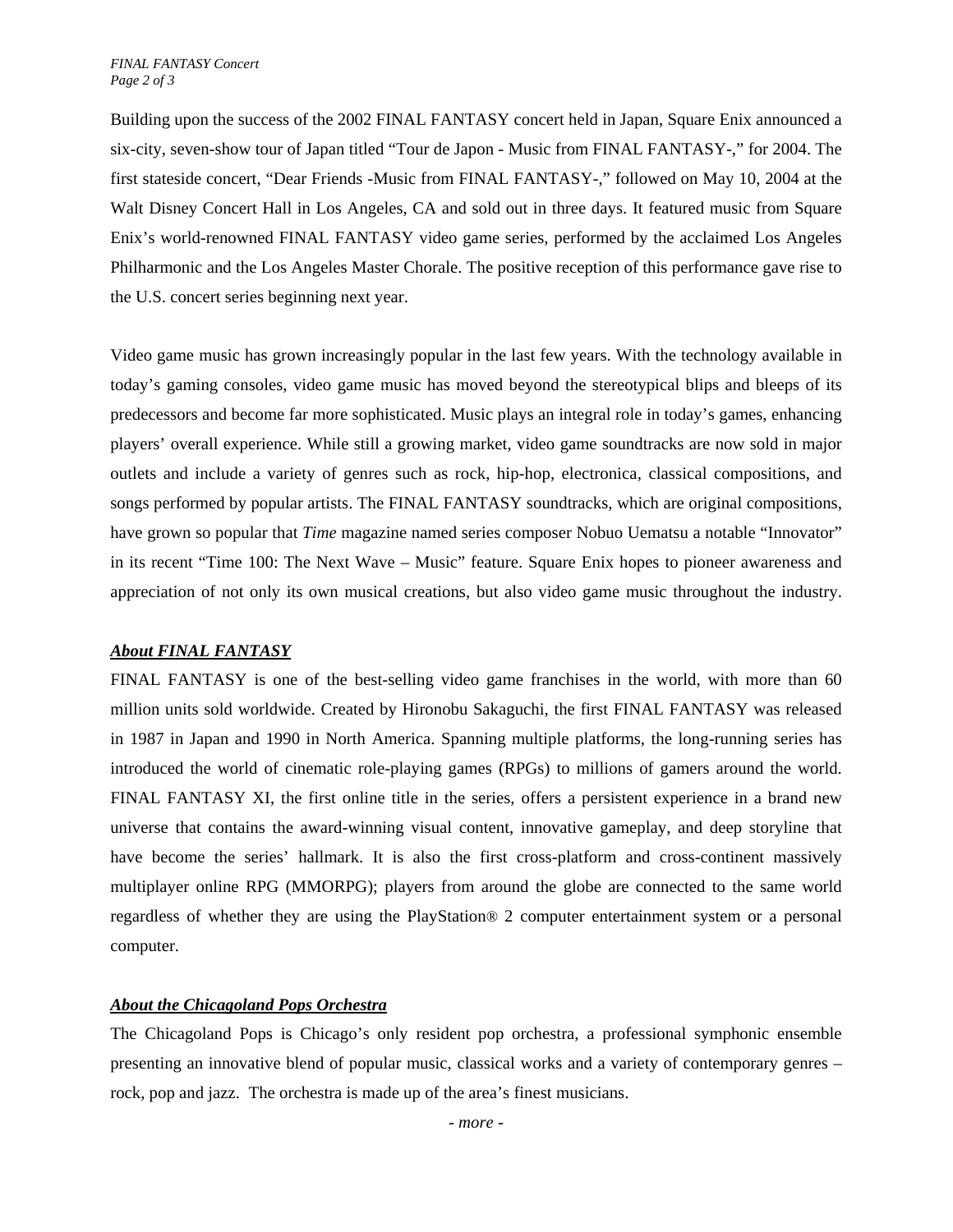Building upon the success of the 2002 FINAL FANTASY concert held in Japan, Square Enix announced a six-city, seven-show tour of Japan titled “Tour de Japon - Music from FINAL FANTASY-,” for 2004. The first stateside concert, “Dear Friends -Music from FINAL FANTASY-,” followed on May 10, 2004 at the Walt Disney Concert Hall in Los Angeles, CA and sold out in three days. It featured music from Square Enix’s world-renowned FINAL FANTASY video game series, performed by the acclaimed Los Angeles Philharmonic and the Los Angeles Master Chorale. The positive reception of this performance gave rise to the U.S. concert series beginning next year.

Video game music has grown increasingly popular in the last few years. With the technology available in today’s gaming consoles, video game music has moved beyond the stereotypical blips and bleeps of its predecessors and become far more sophisticated. Music plays an integral role in today’s games, enhancing players’ overall experience. While still a growing market, video game soundtracks are now sold in major outlets and include a variety of genres such as rock, hip-hop, electronica, classical compositions, and songs performed by popular artists. The FINAL FANTASY soundtracks, which are original compositions, have grown so popular that *Time* magazine named series composer Nobuo Uematsu a notable “Innovator” in its recent “Time 100: The Next Wave – Music” feature. Square Enix hopes to pioneer awareness and appreciation of not only its own musical creations, but also video game music throughout the industry.

***About FINAL FANTASY***

FINAL FANTASY is one of the best-selling video game franchises in the world, with more than 60 million units sold worldwide. Created by Hironobu Sakaguchi, the first FINAL FANTASY was released in 1987 in Japan and 1990 in North America. Spanning multiple platforms, the long-running series has introduced the world of cinematic role-playing games (RPGs) to millions of gamers around the world. FINAL FANTASY XI, the first online title in the series, offers a persistent experience in a brand new universe that contains the award-winning visual content, innovative gameplay, and deep storyline that have become the series’ hallmark. It is also the first cross-platform and cross-continent massively multiplayer online RPG (MMORPG); players from around the globe are connected to the same world regardless of whether they are using the PlayStation® 2 computer entertainment system or a personal computer.

***About the Chicagoland Pops Orchestra***

The Chicagoland Pops is Chicago’s only resident pop orchestra, a professional symphonic ensemble presenting an innovative blend of popular music, classical works and a variety of contemporary genres – rock, pop and jazz. The orchestra is made up of the area’s finest musicians.

*- more -*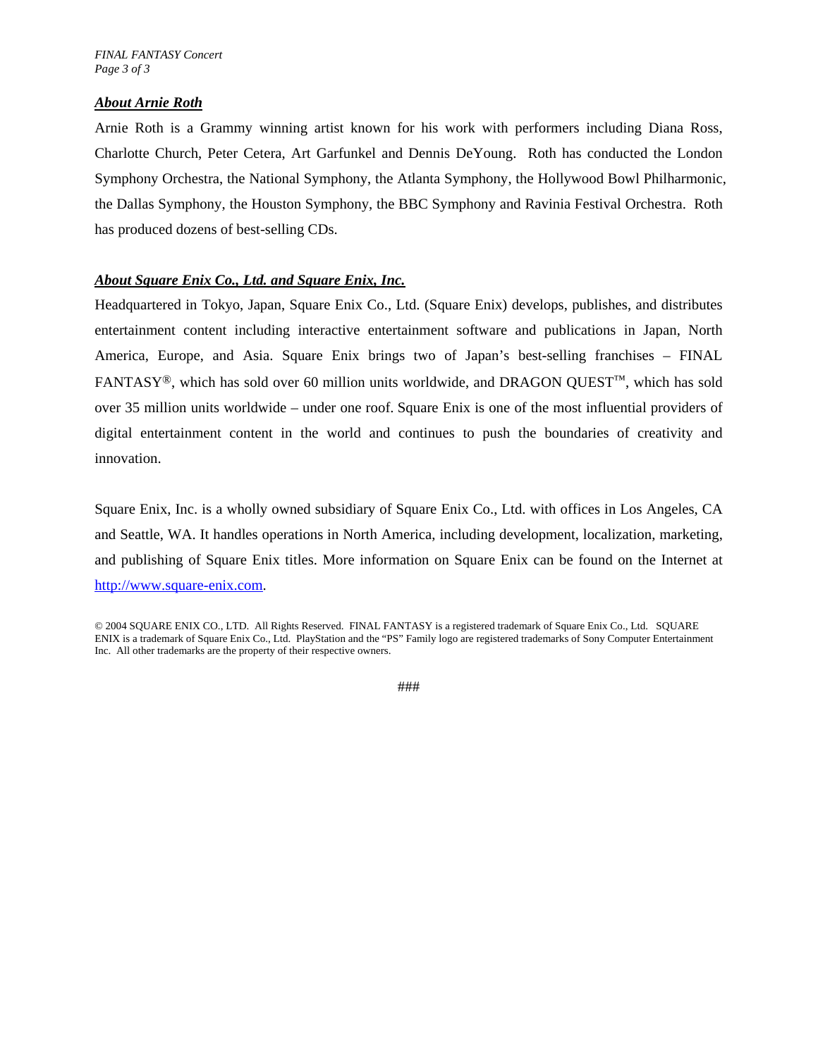***About Arnie Roth***

Arnie Roth is a Grammy winning artist known for his work with performers including Diana Ross, Charlotte Church, Peter Cetera, Art Garfunkel and Dennis DeYoung. Roth has conducted the London Symphony Orchestra, the National Symphony, the Atlanta Symphony, the Hollywood Bowl Philharmonic, the Dallas Symphony, the Houston Symphony, the BBC Symphony and Ravinia Festival Orchestra. Roth has produced dozens of best-selling CDs.

***About Square Enix Co., Ltd. and Square Enix, Inc.***

Headquartered in Tokyo, Japan, Square Enix Co., Ltd. (Square Enix) develops, publishes, and distributes entertainment content including interactive entertainment software and publications in Japan, North America, Europe, and Asia. Square Enix brings two of Japan's best-selling franchises – FINAL FANTASY®, which has sold over 60 million units worldwide, and DRAGON QUEST™, which has sold over 35 million units worldwide – under one roof. Square Enix is one of the most influential providers of digital entertainment content in the world and continues to push the boundaries of creativity and innovation.

Square Enix, Inc. is a wholly owned subsidiary of Square Enix Co., Ltd. with offices in Los Angeles, CA and Seattle, WA. It handles operations in North America, including development, localization, marketing, and publishing of Square Enix titles. More information on Square Enix can be found on the Internet at http://www.square-enix.com.

© 2004 SQUARE ENIX CO., LTD. All Rights Reserved. FINAL FANTASY is a registered trademark of Square Enix Co., Ltd. SQUARE ENIX is a trademark of Square Enix Co., Ltd. PlayStation and the "PS" Family logo are registered trademarks of Sony Computer Entertainment Inc. All other trademarks are the property of their respective owners.

###